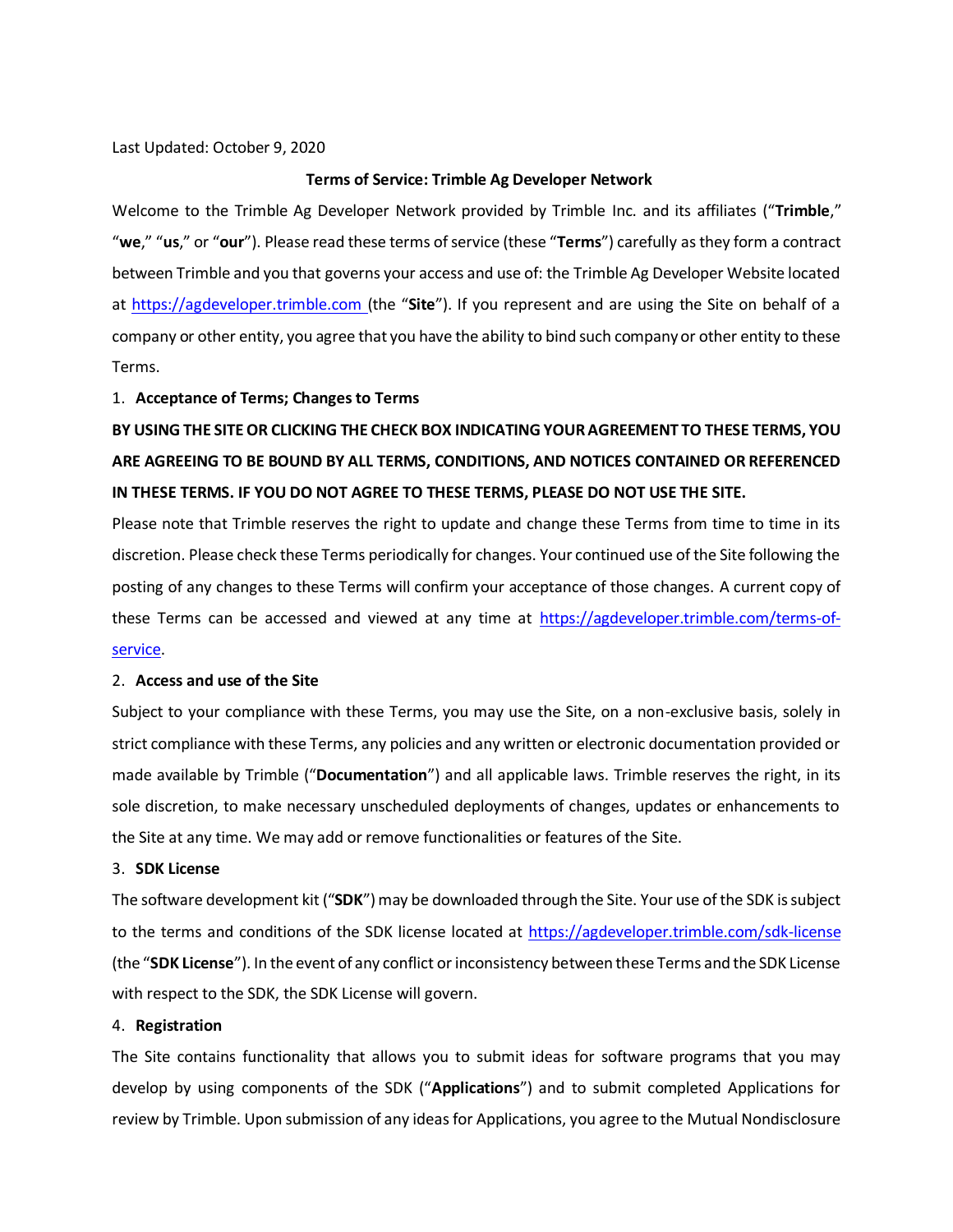Last Updated: October 9, 2020

# Terms of Service: Trimble Ag Developer Network

Welcome to the Trimble Ag Developer Network provided by Trimble Inc. and its affiliates ("**Trimble**," "**we**," "**us**," or "**our**"). Please read these terms of service (these "**Terms**") carefully as they form a contract between Trimble and you that governs your access and use of: the Trimble Ag Developer Website located at https://agdeveloper.trimble.com (the "**Site**"). If you represent and are using the Site on behalf of a company or other entity, you agree that you have the ability to bind such company or other entity to these Terms.

## 1. Acceptance of Terms; Changes to Terms

**BY USING THE SITE OR CLICKING THE CHECK BOX INDICATING YOUR AGREEMENT TO THESE TERMS, YOU ARE AGREEING TO BE BOUND BY ALL TERMS, CONDITIONS, AND NOTICES CONTAINED OR REFERENCED IN THESE TERMS. IF YOU DO NOT AGREE TO THESE TERMS, PLEASE DO NOT USE THE SITE.**

Please note that Trimble reserves the right to update and change these Terms from time to time in its discretion. Please check these Terms periodically for changes. Your continued use of the Site following the posting of any changes to these Terms will confirm your acceptance of those changes. A current copy of these Terms can be accessed and viewed at any time at https://agdeveloper.trimble.com/terms-of-service.

## 2. Access and use of the Site

Subject to your compliance with these Terms, you may use the Site, on a non-exclusive basis, solely in strict compliance with these Terms, any policies and any written or electronic documentation provided or made available by Trimble ("**Documentation**") and all applicable laws. Trimble reserves the right, in its sole discretion, to make necessary unscheduled deployments of changes, updates or enhancements to the Site at any time. We may add or remove functionalities or features of the Site.

## 3. SDK License

The software development kit ("**SDK**") may be downloaded through the Site. Your use of the SDK is subject to the terms and conditions of the SDK license located at https://agdeveloper.trimble.com/sdk-license (the "**SDK License**"). In the event of any conflict or inconsistency between these Terms and the SDK License with respect to the SDK, the SDK License will govern.

## 4. Registration

The Site contains functionality that allows you to submit ideas for software programs that you may develop by using components of the SDK ("**Applications**") and to submit completed Applications for review by Trimble. Upon submission of any ideas for Applications, you agree to the Mutual Nondisclosure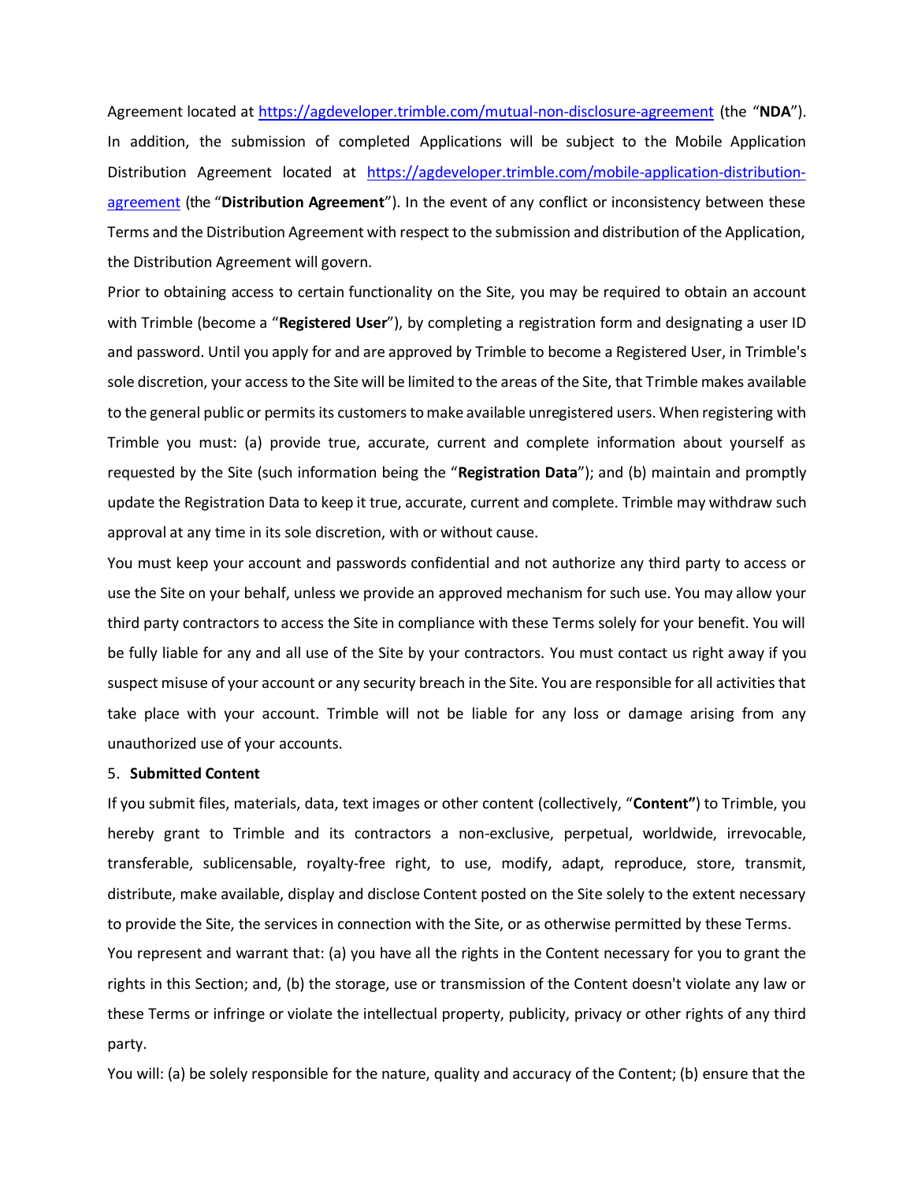Agreement located at [https://agdeveloper.trimble.com/mutual-non-disclosure-agreement](https://agdeveloper.trimble.com/mutual-non-disclosure-agreement) (the "**NDA**"). In addition, the submission of completed Applications will be subject to the Mobile Application Distribution Agreement located at [https://agdeveloper.trimble.com/mobile-application-distribution-agreement](https://agdeveloper.trimble.com/mobile-application-distribution-agreement) (the "**Distribution Agreement**"). In the event of any conflict or inconsistency between these Terms and the Distribution Agreement with respect to the submission and distribution of the Application, the Distribution Agreement will govern.

Prior to obtaining access to certain functionality on the Site, you may be required to obtain an account with Trimble (become a "**Registered User**"), by completing a registration form and designating a user ID and password. Until you apply for and are approved by Trimble to become a Registered User, in Trimble's sole discretion, your access to the Site will be limited to the areas of the Site, that Trimble makes available to the general public or permits its customers to make available unregistered users. When registering with Trimble you must: (a) provide true, accurate, current and complete information about yourself as requested by the Site (such information being the "**Registration Data**"); and (b) maintain and promptly update the Registration Data to keep it true, accurate, current and complete. Trimble may withdraw such approval at any time in its sole discretion, with or without cause.

You must keep your account and passwords confidential and not authorize any third party to access or use the Site on your behalf, unless we provide an approved mechanism for such use. You may allow your third party contractors to access the Site in compliance with these Terms solely for your benefit. You will be fully liable for any and all use of the Site by your contractors. You must contact us right away if you suspect misuse of your account or any security breach in the Site. You are responsible for all activities that take place with your account. Trimble will not be liable for any loss or damage arising from any unauthorized use of your accounts.

5. **Submitted Content**

If you submit files, materials, data, text images or other content (collectively, "**Content**") to Trimble, you hereby grant to Trimble and its contractors a non-exclusive, perpetual, worldwide, irrevocable, transferable, sublicensable, royalty-free right, to use, modify, adapt, reproduce, store, transmit, distribute, make available, display and disclose Content posted on the Site solely to the extent necessary to provide the Site, the services in connection with the Site, or as otherwise permitted by these Terms.

You represent and warrant that: (a) you have all the rights in the Content necessary for you to grant the rights in this Section; and, (b) the storage, use or transmission of the Content doesn't violate any law or these Terms or infringe or violate the intellectual property, publicity, privacy or other rights of any third party.

You will: (a) be solely responsible for the nature, quality and accuracy of the Content; (b) ensure that the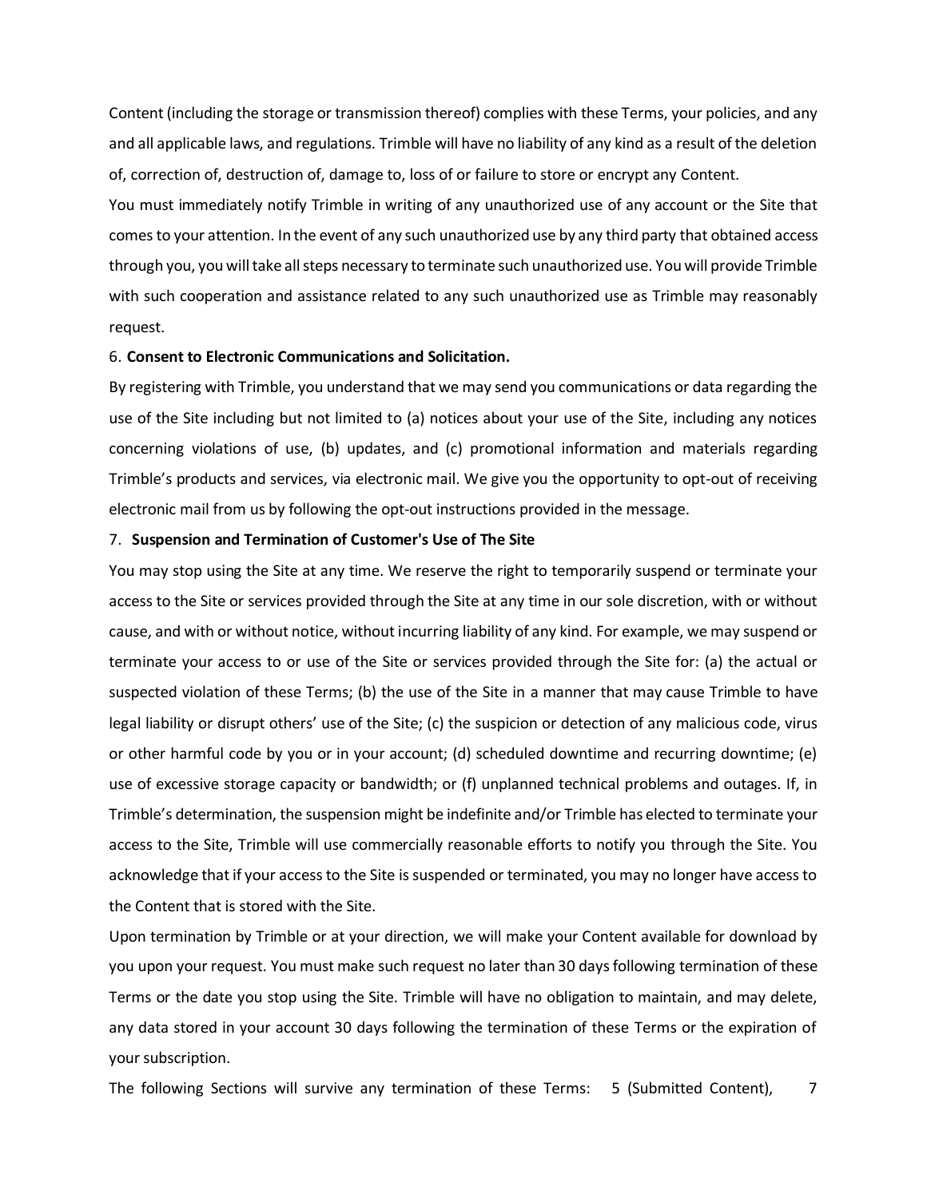Content (including the storage or transmission thereof) complies with these Terms, your policies, and any and all applicable laws, and regulations. Trimble will have no liability of any kind as a result of the deletion of, correction of, destruction of, damage to, loss of or failure to store or encrypt any Content.

You must immediately notify Trimble in writing of any unauthorized use of any account or the Site that comes to your attention. In the event of any such unauthorized use by any third party that obtained access through you, you will take all steps necessary to terminate such unauthorized use. You will provide Trimble with such cooperation and assistance related to any such unauthorized use as Trimble may reasonably request.

6. **Consent to Electronic Communications and Solicitation.**

By registering with Trimble, you understand that we may send you communications or data regarding the use of the Site including but not limited to (a) notices about your use of the Site, including any notices concerning violations of use, (b) updates, and (c) promotional information and materials regarding Trimble's products and services, via electronic mail. We give you the opportunity to opt-out of receiving electronic mail from us by following the opt-out instructions provided in the message.

7. **Suspension and Termination of Customer's Use of The Site**

You may stop using the Site at any time. We reserve the right to temporarily suspend or terminate your access to the Site or services provided through the Site at any time in our sole discretion, with or without cause, and with or without notice, without incurring liability of any kind. For example, we may suspend or terminate your access to or use of the Site or services provided through the Site for: (a) the actual or suspected violation of these Terms; (b) the use of the Site in a manner that may cause Trimble to have legal liability or disrupt others' use of the Site; (c) the suspicion or detection of any malicious code, virus or other harmful code by you or in your account; (d) scheduled downtime and recurring downtime; (e) use of excessive storage capacity or bandwidth; or (f) unplanned technical problems and outages. If, in Trimble's determination, the suspension might be indefinite and/or Trimble has elected to terminate your access to the Site, Trimble will use commercially reasonable efforts to notify you through the Site. You acknowledge that if your access to the Site is suspended or terminated, you may no longer have access to the Content that is stored with the Site.

Upon termination by Trimble or at your direction, we will make your Content available for download by you upon your request. You must make such request no later than 30 days following termination of these Terms or the date you stop using the Site. Trimble will have no obligation to maintain, and may delete, any data stored in your account 30 days following the termination of these Terms or the expiration of your subscription.

The following Sections will survive any termination of these Terms: 5 (Submitted Content), 7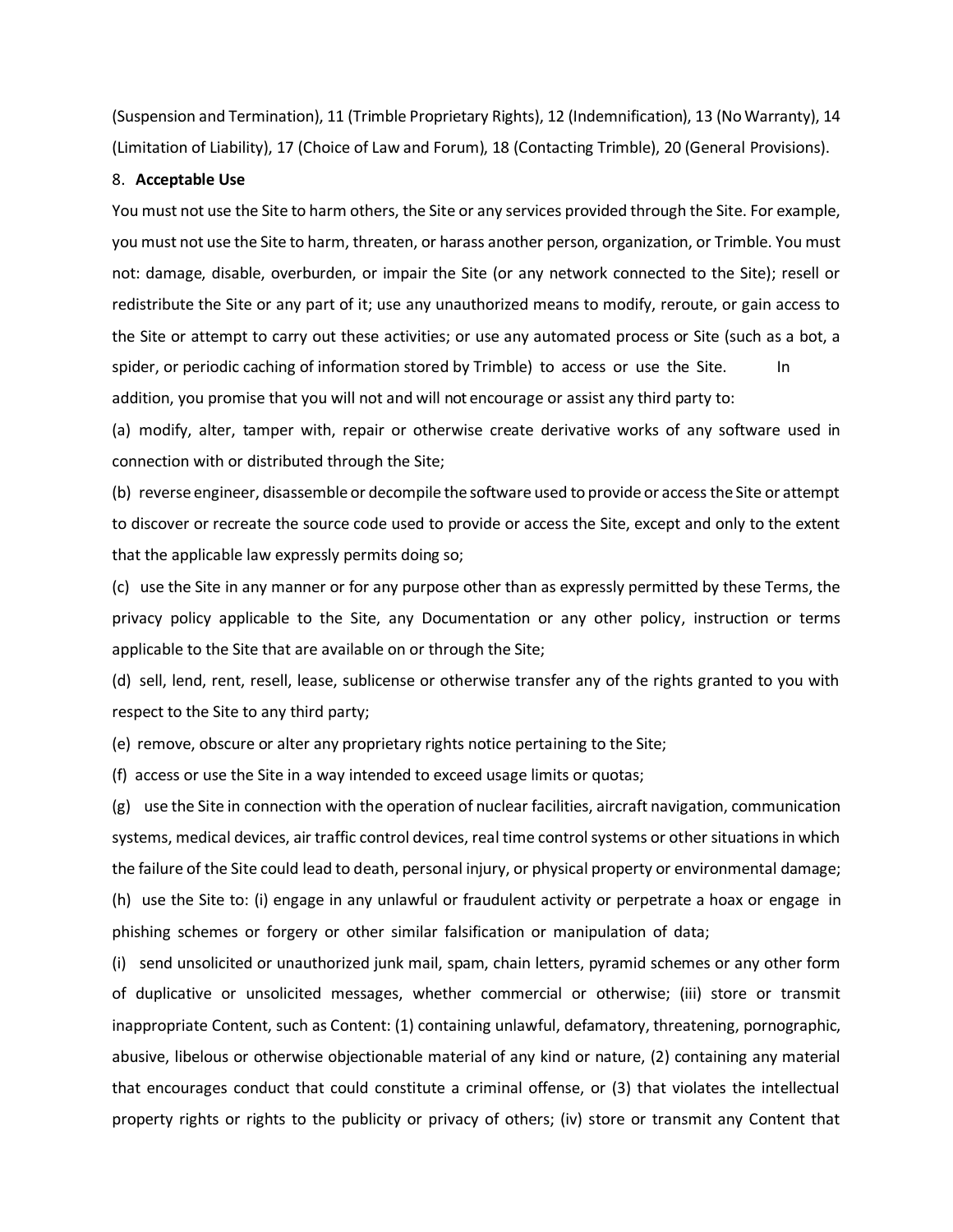(Suspension and Termination), 11 (Trimble Proprietary Rights), 12 (Indemnification), 13 (No Warranty), 14 (Limitation of Liability), 17 (Choice of Law and Forum), 18 (Contacting Trimble), 20 (General Provisions).

8. **Acceptable Use**

You must not use the Site to harm others, the Site or any services provided through the Site. For example, you must not use the Site to harm, threaten, or harass another person, organization, or Trimble. You must not: damage, disable, overburden, or impair the Site (or any network connected to the Site); resell or redistribute the Site or any part of it; use any unauthorized means to modify, reroute, or gain access to the Site or attempt to carry out these activities; or use any automated process or Site (such as a bot, a spider, or periodic caching of information stored by Trimble) to access or use the Site. In addition, you promise that you will not and will not encourage or assist any third party to:

(a) modify, alter, tamper with, repair or otherwise create derivative works of any software used in connection with or distributed through the Site;

(b) reverse engineer, disassemble or decompile the software used to provide or access the Site or attempt to discover or recreate the source code used to provide or access the Site, except and only to the extent that the applicable law expressly permits doing so;

(c) use the Site in any manner or for any purpose other than as expressly permitted by these Terms, the privacy policy applicable to the Site, any Documentation or any other policy, instruction or terms applicable to the Site that are available on or through the Site;

(d) sell, lend, rent, resell, lease, sublicense or otherwise transfer any of the rights granted to you with respect to the Site to any third party;

(e) remove, obscure or alter any proprietary rights notice pertaining to the Site;

(f) access or use the Site in a way intended to exceed usage limits or quotas;

(g) use the Site in connection with the operation of nuclear facilities, aircraft navigation, communication systems, medical devices, air traffic control devices, real time control systems or other situations in which the failure of the Site could lead to death, personal injury, or physical property or environmental damage;

(h) use the Site to: (i) engage in any unlawful or fraudulent activity or perpetrate a hoax or engage in phishing schemes or forgery or other similar falsification or manipulation of data;

(i) send unsolicited or unauthorized junk mail, spam, chain letters, pyramid schemes or any other form of duplicative or unsolicited messages, whether commercial or otherwise; (iii) store or transmit inappropriate Content, such as Content: (1) containing unlawful, defamatory, threatening, pornographic, abusive, libelous or otherwise objectionable material of any kind or nature, (2) containing any material that encourages conduct that could constitute a criminal offense, or (3) that violates the intellectual property rights or rights to the publicity or privacy of others; (iv) store or transmit any Content that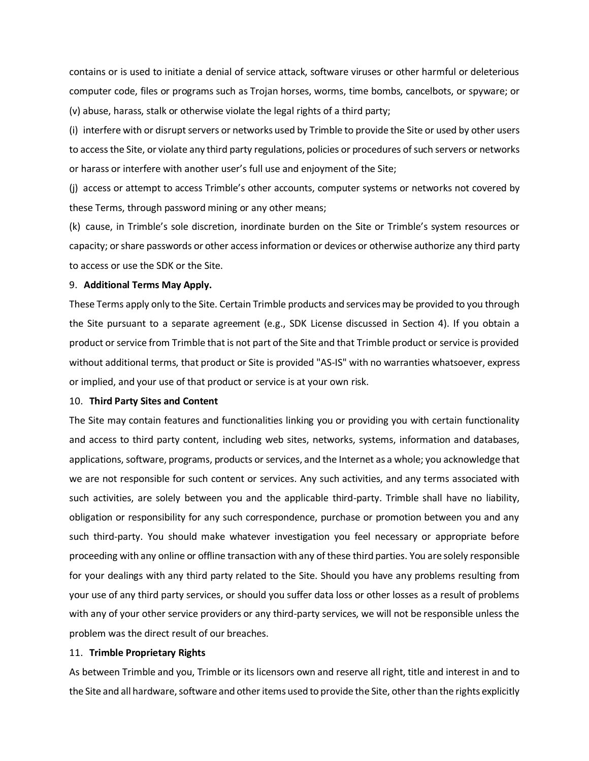contains or is used to initiate a denial of service attack, software viruses or other harmful or deleterious computer code, files or programs such as Trojan horses, worms, time bombs, cancelbots, or spyware; or (v) abuse, harass, stalk or otherwise violate the legal rights of a third party;

(i) interfere with or disrupt servers or networks used by Trimble to provide the Site or used by other users to access the Site, or violate any third party regulations, policies or procedures of such servers or networks or harass or interfere with another user's full use and enjoyment of the Site;

(j) access or attempt to access Trimble's other accounts, computer systems or networks not covered by these Terms, through password mining or any other means;

(k) cause, in Trimble's sole discretion, inordinate burden on the Site or Trimble's system resources or capacity; or share passwords or other access information or devices or otherwise authorize any third party to access or use the SDK or the Site.

9. **Additional Terms May Apply.**

These Terms apply only to the Site. Certain Trimble products and services may be provided to you through the Site pursuant to a separate agreement (e.g., SDK License discussed in Section 4). If you obtain a product or service from Trimble that is not part of the Site and that Trimble product or service is provided without additional terms, that product or Site is provided "AS-IS" with no warranties whatsoever, express or implied, and your use of that product or service is at your own risk.

10. **Third Party Sites and Content**

The Site may contain features and functionalities linking you or providing you with certain functionality and access to third party content, including web sites, networks, systems, information and databases, applications, software, programs, products or services, and the Internet as a whole; you acknowledge that we are not responsible for such content or services. Any such activities, and any terms associated with such activities, are solely between you and the applicable third-party. Trimble shall have no liability, obligation or responsibility for any such correspondence, purchase or promotion between you and any such third-party. You should make whatever investigation you feel necessary or appropriate before proceeding with any online or offline transaction with any of these third parties. You are solely responsible for your dealings with any third party related to the Site. Should you have any problems resulting from your use of any third party services, or should you suffer data loss or other losses as a result of problems with any of your other service providers or any third-party services, we will not be responsible unless the problem was the direct result of our breaches.

11. **Trimble Proprietary Rights**

As between Trimble and you, Trimble or its licensors own and reserve all right, title and interest in and to the Site and all hardware, software and other items used to provide the Site, other than the rights explicitly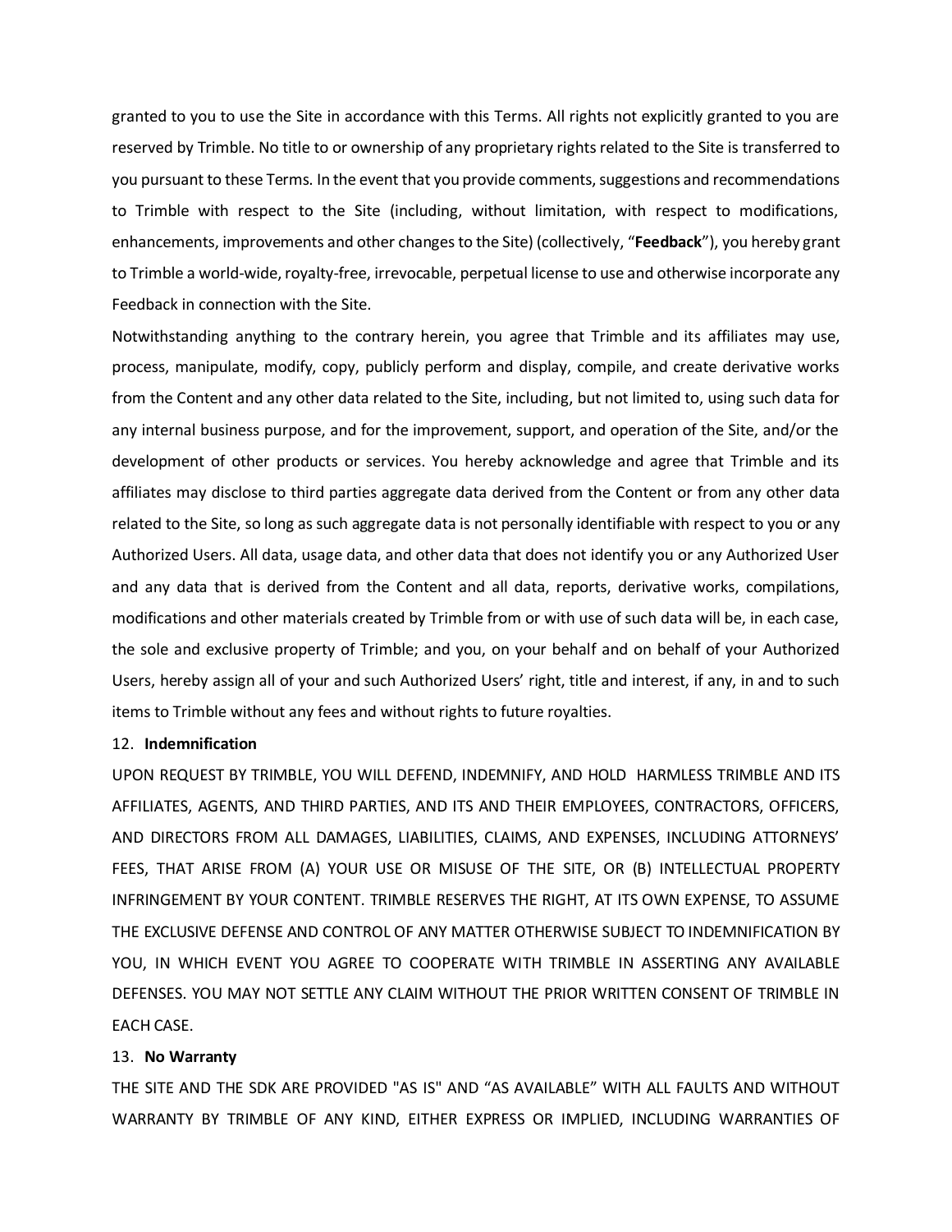granted to you to use the Site in accordance with this Terms. All rights not explicitly granted to you are reserved by Trimble. No title to or ownership of any proprietary rights related to the Site is transferred to you pursuant to these Terms. In the event that you provide comments, suggestions and recommendations to Trimble with respect to the Site (including, without limitation, with respect to modifications, enhancements, improvements and other changes to the Site) (collectively, "**Feedback**"), you hereby grant to Trimble a world-wide, royalty-free, irrevocable, perpetual license to use and otherwise incorporate any Feedback in connection with the Site.

Notwithstanding anything to the contrary herein, you agree that Trimble and its affiliates may use, process, manipulate, modify, copy, publicly perform and display, compile, and create derivative works from the Content and any other data related to the Site, including, but not limited to, using such data for any internal business purpose, and for the improvement, support, and operation of the Site, and/or the development of other products or services. You hereby acknowledge and agree that Trimble and its affiliates may disclose to third parties aggregate data derived from the Content or from any other data related to the Site, so long as such aggregate data is not personally identifiable with respect to you or any Authorized Users. All data, usage data, and other data that does not identify you or any Authorized User and any data that is derived from the Content and all data, reports, derivative works, compilations, modifications and other materials created by Trimble from or with use of such data will be, in each case, the sole and exclusive property of Trimble; and you, on your behalf and on behalf of your Authorized Users, hereby assign all of your and such Authorized Users' right, title and interest, if any, in and to such items to Trimble without any fees and without rights to future royalties.

12. **Indemnification**

UPON REQUEST BY TRIMBLE, YOU WILL DEFEND, INDEMNIFY, AND HOLD HARMLESS TRIMBLE AND ITS AFFILIATES, AGENTS, AND THIRD PARTIES, AND ITS AND THEIR EMPLOYEES, CONTRACTORS, OFFICERS, AND DIRECTORS FROM ALL DAMAGES, LIABILITIES, CLAIMS, AND EXPENSES, INCLUDING ATTORNEYS' FEES, THAT ARISE FROM (A) YOUR USE OR MISUSE OF THE SITE, OR (B) INTELLECTUAL PROPERTY INFRINGEMENT BY YOUR CONTENT. TRIMBLE RESERVES THE RIGHT, AT ITS OWN EXPENSE, TO ASSUME THE EXCLUSIVE DEFENSE AND CONTROL OF ANY MATTER OTHERWISE SUBJECT TO INDEMNIFICATION BY YOU, IN WHICH EVENT YOU AGREE TO COOPERATE WITH TRIMBLE IN ASSERTING ANY AVAILABLE DEFENSES. YOU MAY NOT SETTLE ANY CLAIM WITHOUT THE PRIOR WRITTEN CONSENT OF TRIMBLE IN EACH CASE.

13. **No Warranty**

THE SITE AND THE SDK ARE PROVIDED "AS IS" AND "AS AVAILABLE" WITH ALL FAULTS AND WITHOUT WARRANTY BY TRIMBLE OF ANY KIND, EITHER EXPRESS OR IMPLIED, INCLUDING WARRANTIES OF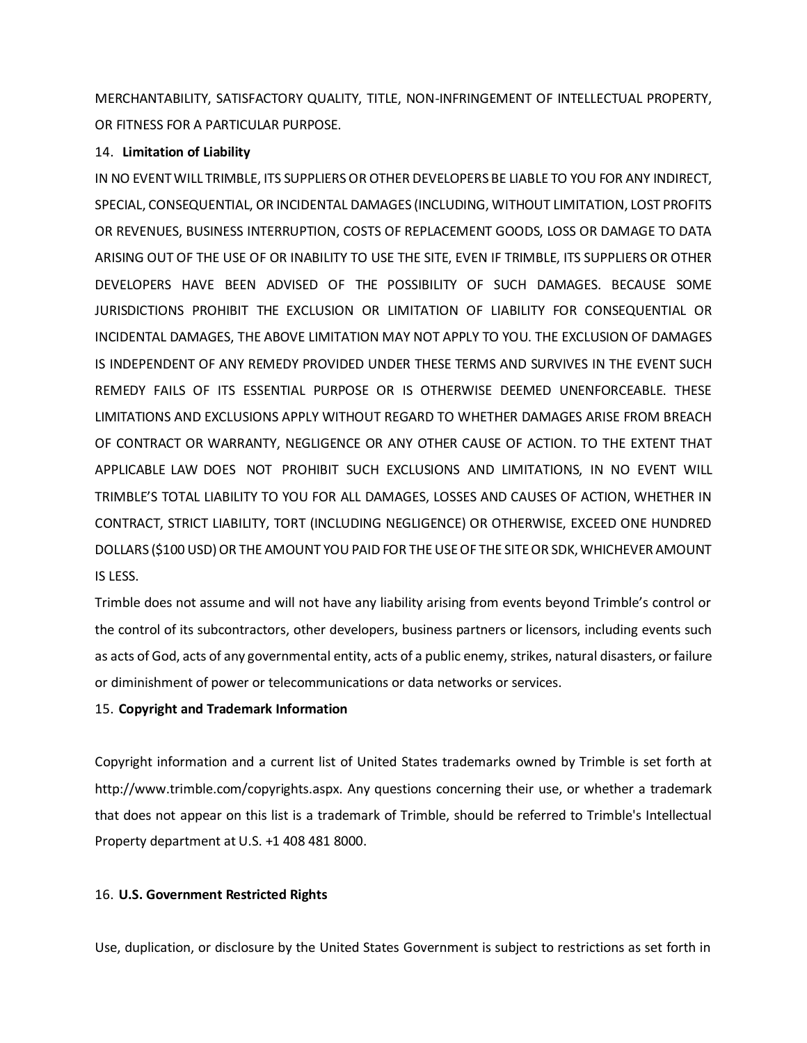MERCHANTABILITY, SATISFACTORY QUALITY, TITLE, NON-INFRINGEMENT OF INTELLECTUAL PROPERTY, OR FITNESS FOR A PARTICULAR PURPOSE.

14. **Limitation of Liability**

IN NO EVENT WILL TRIMBLE, ITS SUPPLIERS OR OTHER DEVELOPERS BE LIABLE TO YOU FOR ANY INDIRECT, SPECIAL, CONSEQUENTIAL, OR INCIDENTAL DAMAGES (INCLUDING, WITHOUT LIMITATION, LOST PROFITS OR REVENUES, BUSINESS INTERRUPTION, COSTS OF REPLACEMENT GOODS, LOSS OR DAMAGE TO DATA ARISING OUT OF THE USE OF OR INABILITY TO USE THE SITE, EVEN IF TRIMBLE, ITS SUPPLIERS OR OTHER DEVELOPERS HAVE BEEN ADVISED OF THE POSSIBILITY OF SUCH DAMAGES. BECAUSE SOME JURISDICTIONS PROHIBIT THE EXCLUSION OR LIMITATION OF LIABILITY FOR CONSEQUENTIAL OR INCIDENTAL DAMAGES, THE ABOVE LIMITATION MAY NOT APPLY TO YOU. THE EXCLUSION OF DAMAGES IS INDEPENDENT OF ANY REMEDY PROVIDED UNDER THESE TERMS AND SURVIVES IN THE EVENT SUCH REMEDY FAILS OF ITS ESSENTIAL PURPOSE OR IS OTHERWISE DEEMED UNENFORCEABLE. THESE LIMITATIONS AND EXCLUSIONS APPLY WITHOUT REGARD TO WHETHER DAMAGES ARISE FROM BREACH OF CONTRACT OR WARRANTY, NEGLIGENCE OR ANY OTHER CAUSE OF ACTION. TO THE EXTENT THAT APPLICABLE LAW DOES NOT PROHIBIT SUCH EXCLUSIONS AND LIMITATIONS, IN NO EVENT WILL TRIMBLE'S TOTAL LIABILITY TO YOU FOR ALL DAMAGES, LOSSES AND CAUSES OF ACTION, WHETHER IN CONTRACT, STRICT LIABILITY, TORT (INCLUDING NEGLIGENCE) OR OTHERWISE, EXCEED ONE HUNDRED DOLLARS ($100 USD) OR THE AMOUNT YOU PAID FOR THE USE OF THE SITE OR SDK, WHICHEVER AMOUNT IS LESS.

Trimble does not assume and will not have any liability arising from events beyond Trimble's control or the control of its subcontractors, other developers, business partners or licensors, including events such as acts of God, acts of any governmental entity, acts of a public enemy, strikes, natural disasters, or failure or diminishment of power or telecommunications or data networks or services.

15. **Copyright and Trademark Information**

Copyright information and a current list of United States trademarks owned by Trimble is set forth at http://www.trimble.com/copyrights.aspx. Any questions concerning their use, or whether a trademark that does not appear on this list is a trademark of Trimble, should be referred to Trimble's Intellectual Property department at U.S. +1 408 481 8000.

16. **U.S. Government Restricted Rights**

Use, duplication, or disclosure by the United States Government is subject to restrictions as set forth in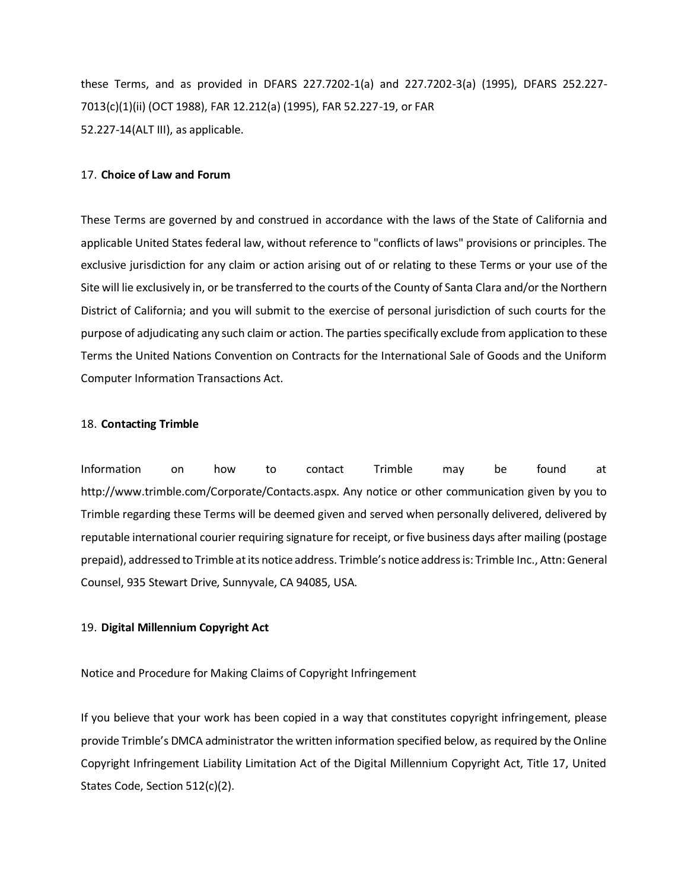these Terms, and as provided in DFARS 227.7202-1(a) and 227.7202-3(a) (1995), DFARS 252.227-7013(c)(1)(ii) (OCT 1988), FAR 12.212(a) (1995), FAR 52.227-19, or FAR 52.227-14(ALT III), as applicable.

17. **Choice of Law and Forum**

These Terms are governed by and construed in accordance with the laws of the State of California and applicable United States federal law, without reference to "conflicts of laws" provisions or principles. The exclusive jurisdiction for any claim or action arising out of or relating to these Terms or your use of the Site will lie exclusively in, or be transferred to the courts of the County of Santa Clara and/or the Northern District of California; and you will submit to the exercise of personal jurisdiction of such courts for the purpose of adjudicating any such claim or action. The parties specifically exclude from application to these Terms the United Nations Convention on Contracts for the International Sale of Goods and the Uniform Computer Information Transactions Act.

18. **Contacting Trimble**

Information on how to contact Trimble may be found at http://www.trimble.com/Corporate/Contacts.aspx. Any notice or other communication given by you to Trimble regarding these Terms will be deemed given and served when personally delivered, delivered by reputable international courier requiring signature for receipt, or five business days after mailing (postage prepaid), addressed to Trimble at its notice address. Trimble's notice address is: Trimble Inc., Attn: General Counsel, 935 Stewart Drive, Sunnyvale, CA 94085, USA.

19. **Digital Millennium Copyright Act**

Notice and Procedure for Making Claims of Copyright Infringement

If you believe that your work has been copied in a way that constitutes copyright infringement, please provide Trimble's DMCA administrator the written information specified below, as required by the Online Copyright Infringement Liability Limitation Act of the Digital Millennium Copyright Act, Title 17, United States Code, Section 512(c)(2).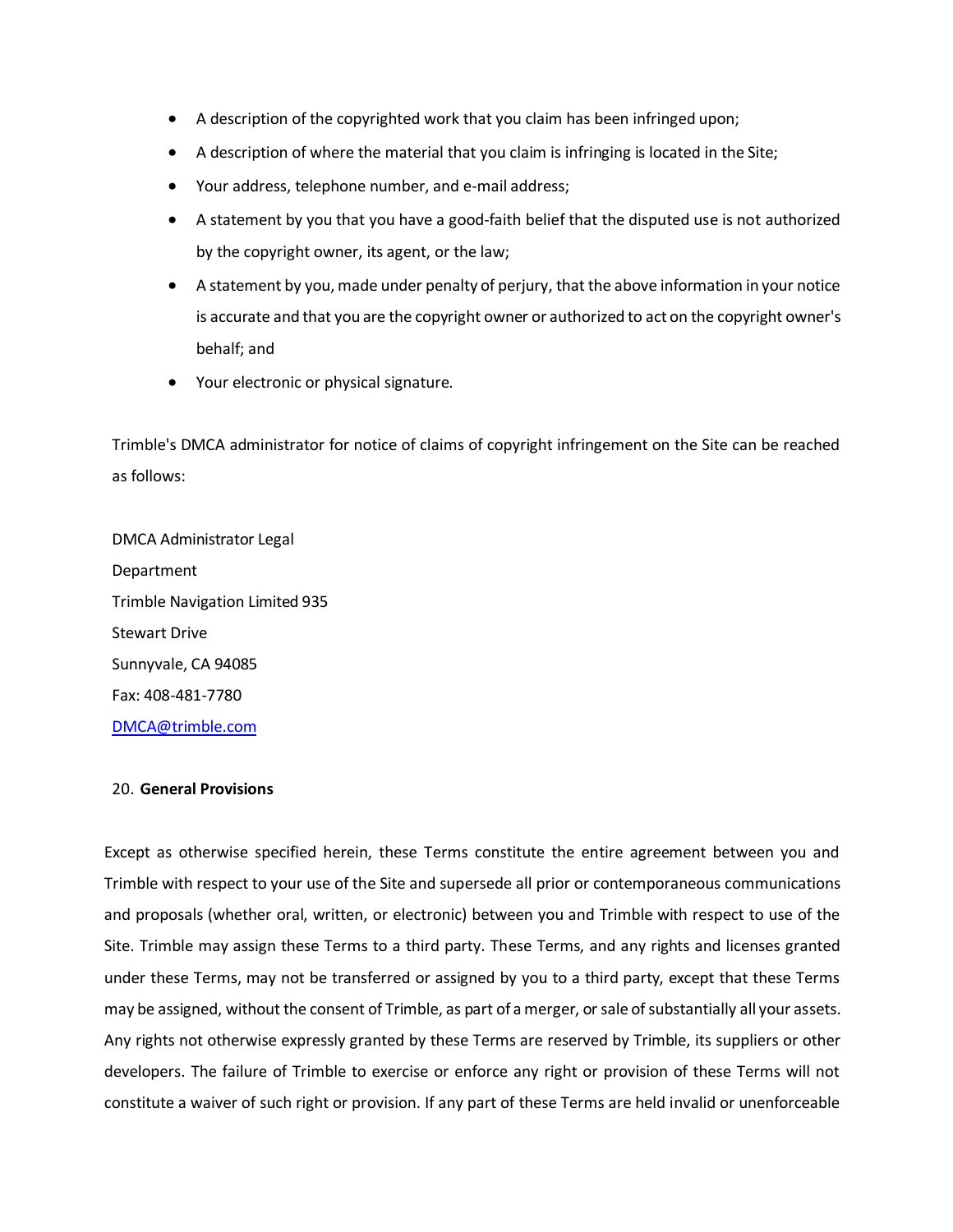- A description of the copyrighted work that you claim has been infringed upon;
- A description of where the material that you claim is infringing is located in the Site;
- Your address, telephone number, and e-mail address;
- A statement by you that you have a good-faith belief that the disputed use is not authorized by the copyright owner, its agent, or the law;
- A statement by you, made under penalty of perjury, that the above information in your notice is accurate and that you are the copyright owner or authorized to act on the copyright owner's behalf; and
- Your electronic or physical signature.

Trimble's DMCA administrator for notice of claims of copyright infringement on the Site can be reached as follows:

DMCA Administrator Legal
Department
Trimble Navigation Limited 935
Stewart Drive
Sunnyvale, CA 94085
Fax: 408-481-7780
DMCA@trimble.com

20. **General Provisions**

Except as otherwise specified herein, these Terms constitute the entire agreement between you and Trimble with respect to your use of the Site and supersede all prior or contemporaneous communications and proposals (whether oral, written, or electronic) between you and Trimble with respect to use of the Site. Trimble may assign these Terms to a third party. These Terms, and any rights and licenses granted under these Terms, may not be transferred or assigned by you to a third party, except that these Terms may be assigned, without the consent of Trimble, as part of a merger, or sale of substantially all your assets. Any rights not otherwise expressly granted by these Terms are reserved by Trimble, its suppliers or other developers. The failure of Trimble to exercise or enforce any right or provision of these Terms will not constitute a waiver of such right or provision. If any part of these Terms are held invalid or unenforceable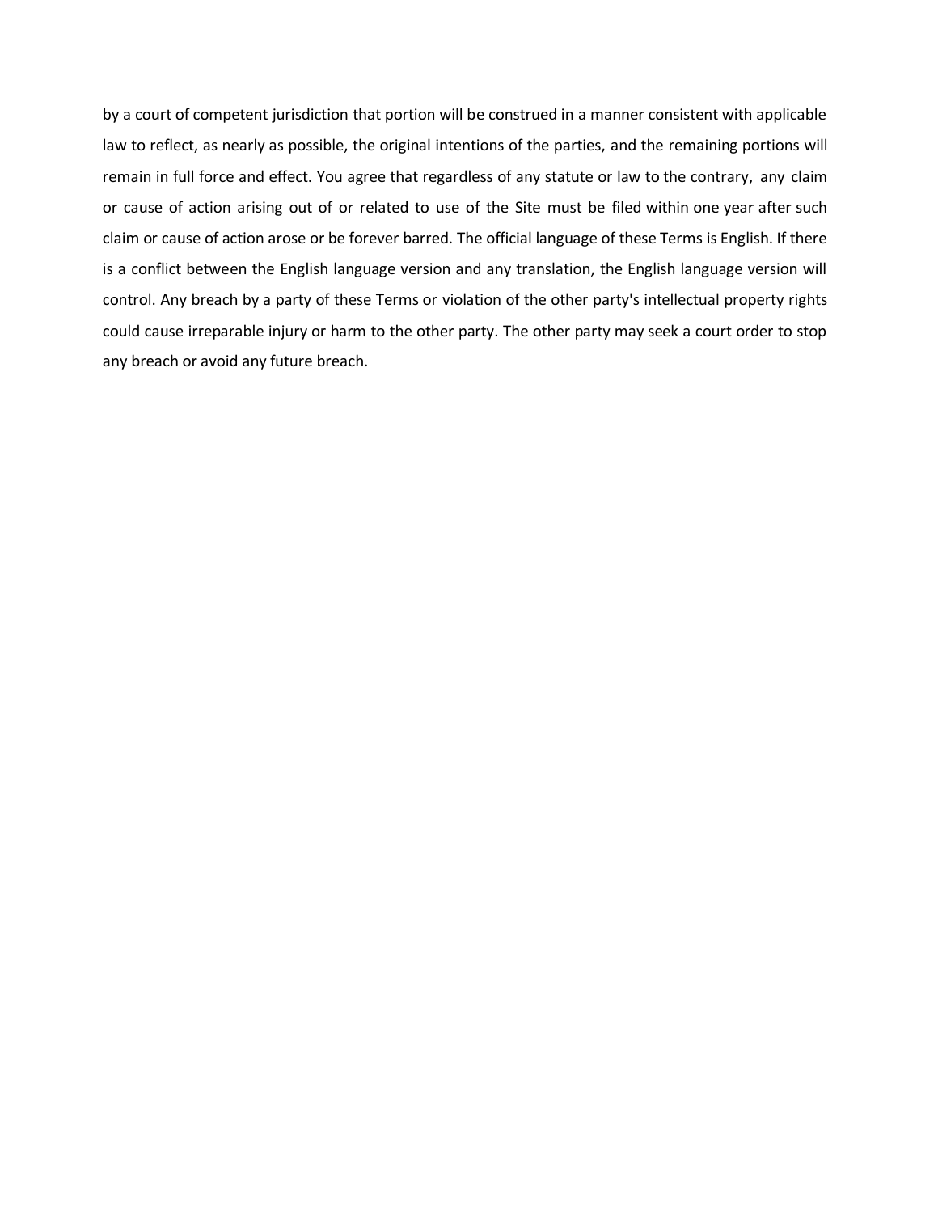by a court of competent jurisdiction that portion will be construed in a manner consistent with applicable law to reflect, as nearly as possible, the original intentions of the parties, and the remaining portions will remain in full force and effect. You agree that regardless of any statute or law to the contrary, any claim or cause of action arising out of or related to use of the Site must be filed within one year after such claim or cause of action arose or be forever barred. The official language of these Terms is English. If there is a conflict between the English language version and any translation, the English language version will control. Any breach by a party of these Terms or violation of the other party's intellectual property rights could cause irreparable injury or harm to the other party. The other party may seek a court order to stop any breach or avoid any future breach.